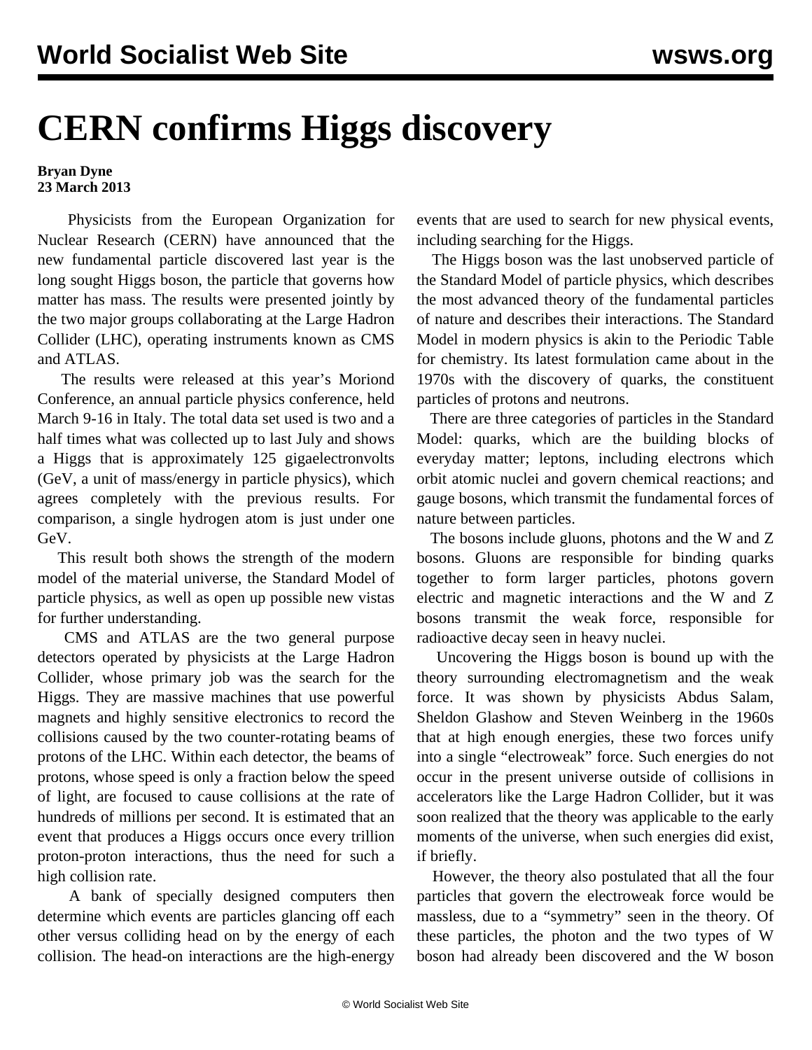# CERN confirms Higgs discovery

**Bryan Dyne**
**23 March 2013**

Physicists from the European Organization for Nuclear Research (CERN) have announced that the new fundamental particle discovered last year is the long sought Higgs boson, the particle that governs how matter has mass. The results were presented jointly by the two major groups collaborating at the Large Hadron Collider (LHC), operating instruments known as CMS and ATLAS.

The results were released at this year's Moriond Conference, an annual particle physics conference, held March 9-16 in Italy. The total data set used is two and a half times what was collected up to last July and shows a Higgs that is approximately 125 gigaelectronvolts (GeV, a unit of mass/energy in particle physics), which agrees completely with the previous results. For comparison, a single hydrogen atom is just under one GeV.

This result both shows the strength of the modern model of the material universe, the Standard Model of particle physics, as well as open up possible new vistas for further understanding.

CMS and ATLAS are the two general purpose detectors operated by physicists at the Large Hadron Collider, whose primary job was the search for the Higgs. They are massive machines that use powerful magnets and highly sensitive electronics to record the collisions caused by the two counter-rotating beams of protons of the LHC. Within each detector, the beams of protons, whose speed is only a fraction below the speed of light, are focused to cause collisions at the rate of hundreds of millions per second. It is estimated that an event that produces a Higgs occurs once every trillion proton-proton interactions, thus the need for such a high collision rate.

A bank of specially designed computers then determine which events are particles glancing off each other versus colliding head on by the energy of each collision. The head-on interactions are the high-energy events that are used to search for new physical events, including searching for the Higgs.

The Higgs boson was the last unobserved particle of the Standard Model of particle physics, which describes the most advanced theory of the fundamental particles of nature and describes their interactions. The Standard Model in modern physics is akin to the Periodic Table for chemistry. Its latest formulation came about in the 1970s with the discovery of quarks, the constituent particles of protons and neutrons.

There are three categories of particles in the Standard Model: quarks, which are the building blocks of everyday matter; leptons, including electrons which orbit atomic nuclei and govern chemical reactions; and gauge bosons, which transmit the fundamental forces of nature between particles.

The bosons include gluons, photons and the W and Z bosons. Gluons are responsible for binding quarks together to form larger particles, photons govern electric and magnetic interactions and the W and Z bosons transmit the weak force, responsible for radioactive decay seen in heavy nuclei.

Uncovering the Higgs boson is bound up with the theory surrounding electromagnetism and the weak force. It was shown by physicists Abdus Salam, Sheldon Glashow and Steven Weinberg in the 1960s that at high enough energies, these two forces unify into a single "electroweak" force. Such energies do not occur in the present universe outside of collisions in accelerators like the Large Hadron Collider, but it was soon realized that the theory was applicable to the early moments of the universe, when such energies did exist, if briefly.

However, the theory also postulated that all the four particles that govern the electroweak force would be massless, due to a "symmetry" seen in the theory. Of these particles, the photon and the two types of W boson had already been discovered and the W boson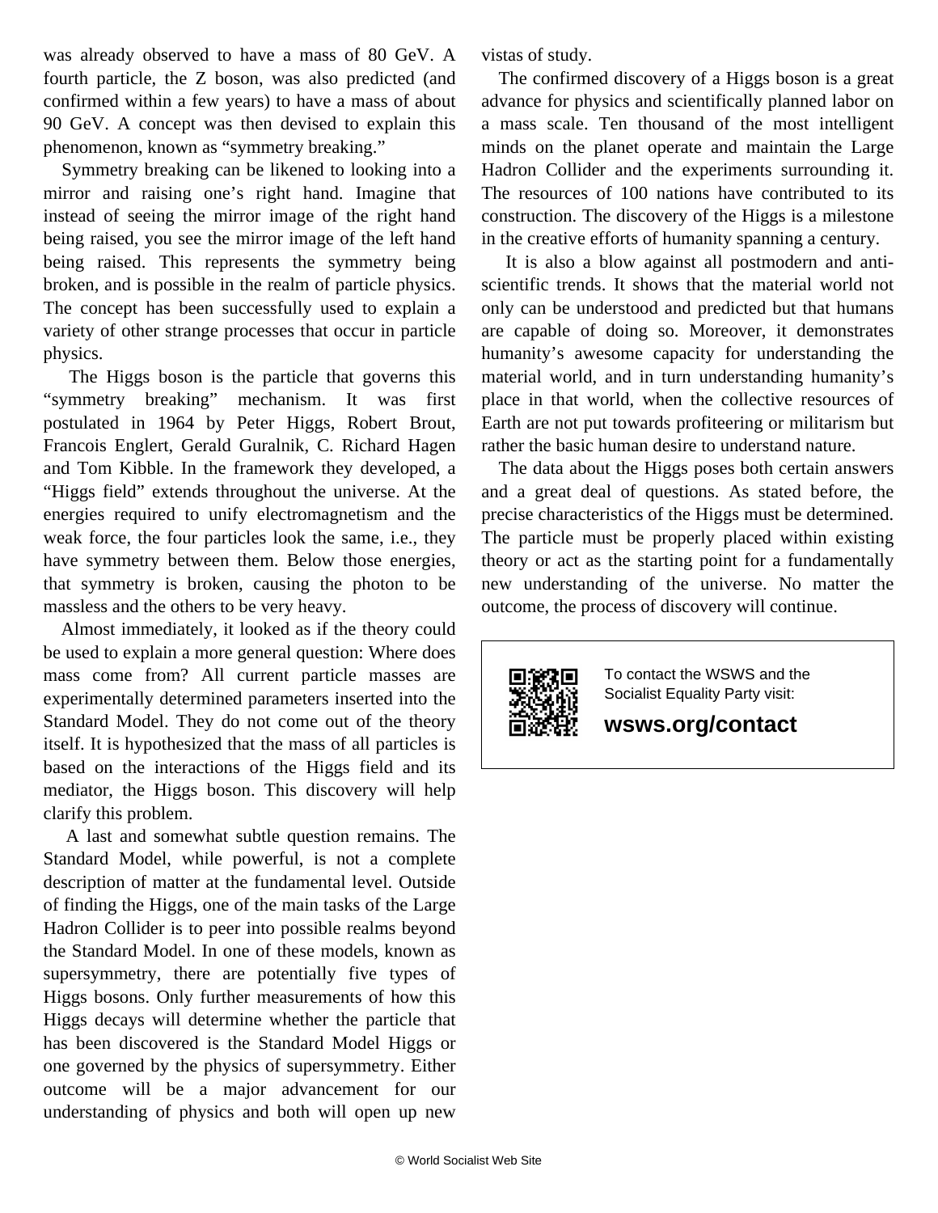was already observed to have a mass of 80 GeV. A fourth particle, the Z boson, was also predicted (and confirmed within a few years) to have a mass of about 90 GeV. A concept was then devised to explain this phenomenon, known as "symmetry breaking."

Symmetry breaking can be likened to looking into a mirror and raising one's right hand. Imagine that instead of seeing the mirror image of the right hand being raised, you see the mirror image of the left hand being raised. This represents the symmetry being broken, and is possible in the realm of particle physics. The concept has been successfully used to explain a variety of other strange processes that occur in particle physics.

The Higgs boson is the particle that governs this "symmetry breaking" mechanism. It was first postulated in 1964 by Peter Higgs, Robert Brout, Francois Englert, Gerald Guralnik, C. Richard Hagen and Tom Kibble. In the framework they developed, a "Higgs field" extends throughout the universe. At the energies required to unify electromagnetism and the weak force, the four particles look the same, i.e., they have symmetry between them. Below those energies, that symmetry is broken, causing the photon to be massless and the others to be very heavy.

Almost immediately, it looked as if the theory could be used to explain a more general question: Where does mass come from? All current particle masses are experimentally determined parameters inserted into the Standard Model. They do not come out of the theory itself. It is hypothesized that the mass of all particles is based on the interactions of the Higgs field and its mediator, the Higgs boson. This discovery will help clarify this problem.

A last and somewhat subtle question remains. The Standard Model, while powerful, is not a complete description of matter at the fundamental level. Outside of finding the Higgs, one of the main tasks of the Large Hadron Collider is to peer into possible realms beyond the Standard Model. In one of these models, known as supersymmetry, there are potentially five types of Higgs bosons. Only further measurements of how this Higgs decays will determine whether the particle that has been discovered is the Standard Model Higgs or one governed by the physics of supersymmetry. Either outcome will be a major advancement for our understanding of physics and both will open up new vistas of study.

The confirmed discovery of a Higgs boson is a great advance for physics and scientifically planned labor on a mass scale. Ten thousand of the most intelligent minds on the planet operate and maintain the Large Hadron Collider and the experiments surrounding it. The resources of 100 nations have contributed to its construction. The discovery of the Higgs is a milestone in the creative efforts of humanity spanning a century.

It is also a blow against all postmodern and anti-scientific trends. It shows that the material world not only can be understood and predicted but that humans are capable of doing so. Moreover, it demonstrates humanity's awesome capacity for understanding the material world, and in turn understanding humanity's place in that world, when the collective resources of Earth are not put towards profiteering or militarism but rather the basic human desire to understand nature.

The data about the Higgs poses both certain answers and a great deal of questions. As stated before, the precise characteristics of the Higgs must be determined. The particle must be properly placed within existing theory or act as the starting point for a fundamentally new understanding of the universe. No matter the outcome, the process of discovery will continue.

To contact the WSWS and the Socialist Equality Party visit:

**wsws.org/contact**